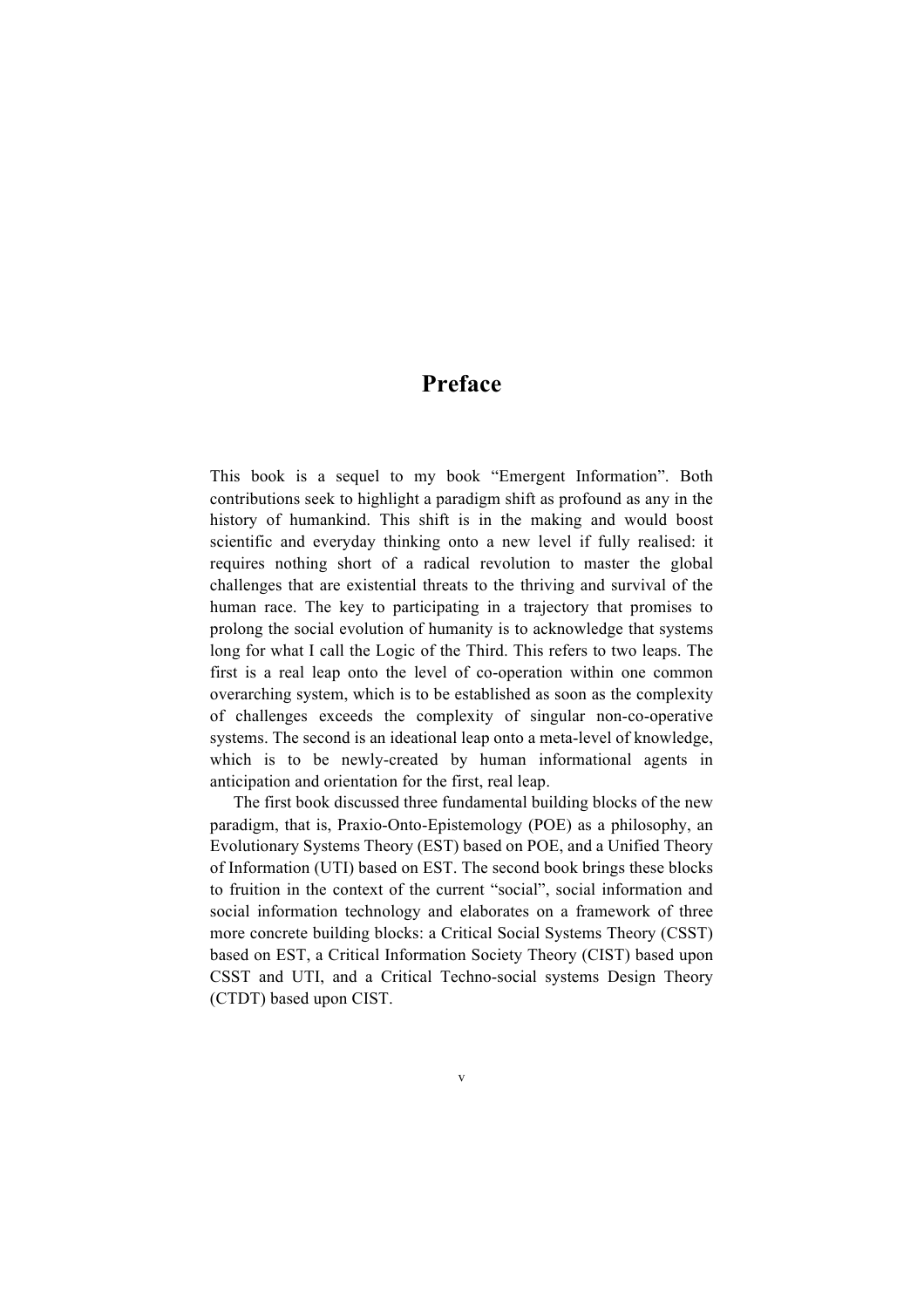# Preface

This book is a sequel to my book "Emergent Information". Both contributions seek to highlight a paradigm shift as profound as any in the history of humankind. This shift is in the making and would boost scientific and everyday thinking onto a new level if fully realised: it requires nothing short of a radical revolution to master the global challenges that are existential threats to the thriving and survival of the human race. The key to participating in a trajectory that promises to prolong the social evolution of humanity is to acknowledge that systems long for what I call the Logic of the Third. This refers to two leaps. The first is a real leap onto the level of co-operation within one common overarching system, which is to be established as soon as the complexity of challenges exceeds the complexity of singular non-co-operative systems. The second is an ideational leap onto a meta-level of knowledge, which is to be newly-created by human informational agents in anticipation and orientation for the first, real leap.

The first book discussed three fundamental building blocks of the new paradigm, that is, Praxio-Onto-Epistemology (POE) as a philosophy, an Evolutionary Systems Theory (EST) based on POE, and a Unified Theory of Information (UTI) based on EST. The second book brings these blocks to fruition in the context of the current "social", social information and social information technology and elaborates on a framework of three more concrete building blocks: a Critical Social Systems Theory (CSST) based on EST, a Critical Information Society Theory (CIST) based upon CSST and UTI, and a Critical Techno-social systems Design Theory (CTDT) based upon CIST.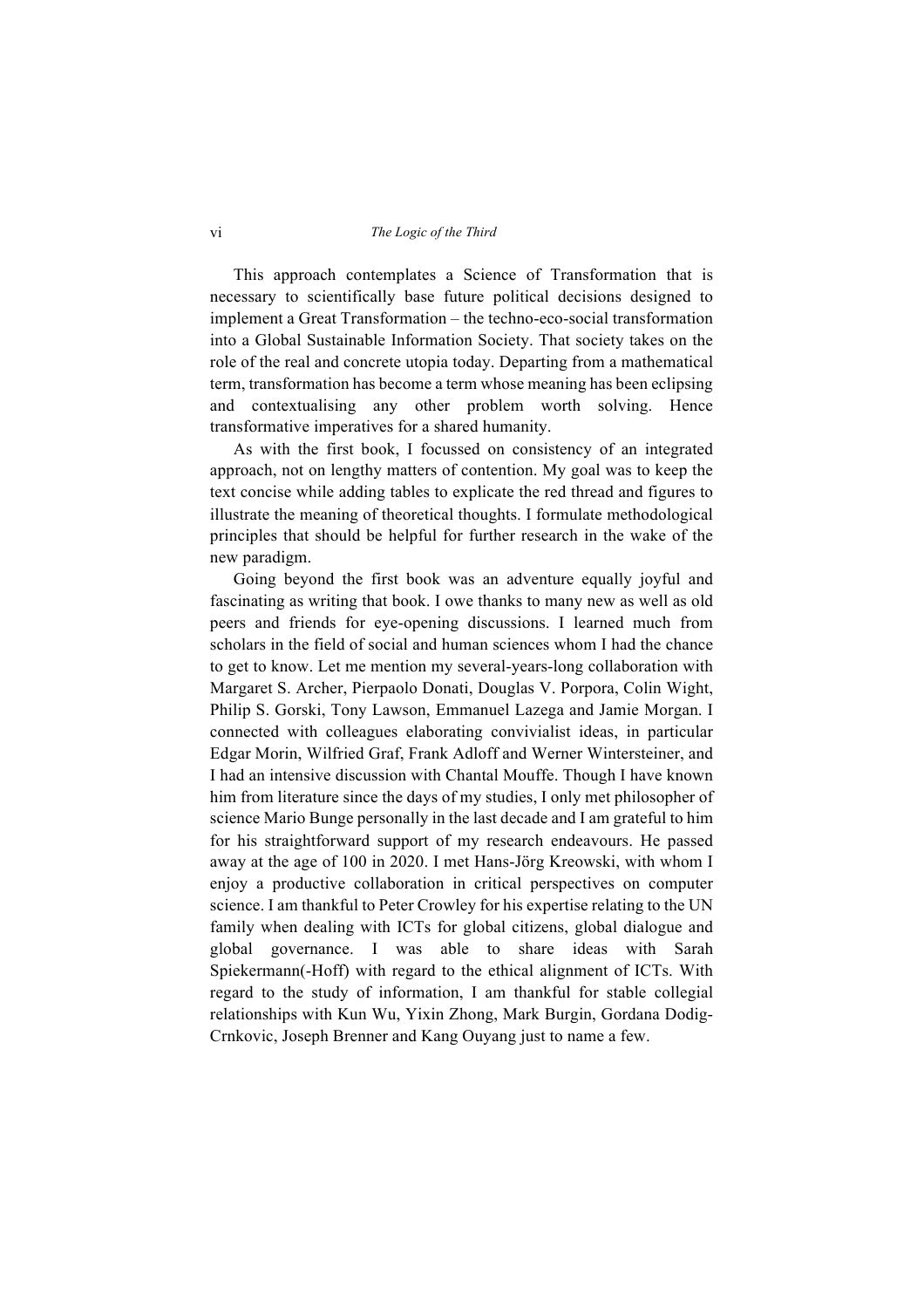This approach contemplates a Science of Transformation that is necessary to scientifically base future political decisions designed to implement a Great Transformation – the techno-eco-social transformation into a Global Sustainable Information Society. That society takes on the role of the real and concrete utopia today. Departing from a mathematical term, transformation has become a term whose meaning has been eclipsing and contextualising any other problem worth solving. Hence transformative imperatives for a shared humanity.

As with the first book, I focussed on consistency of an integrated approach, not on lengthy matters of contention. My goal was to keep the text concise while adding tables to explicate the red thread and figures to illustrate the meaning of theoretical thoughts. I formulate methodological principles that should be helpful for further research in the wake of the new paradigm.

Going beyond the first book was an adventure equally joyful and fascinating as writing that book. I owe thanks to many new as well as old peers and friends for eye-opening discussions. I learned much from scholars in the field of social and human sciences whom I had the chance to get to know. Let me mention my several-years-long collaboration with Margaret S. Archer, Pierpaolo Donati, Douglas V. Porpora, Colin Wight, Philip S. Gorski, Tony Lawson, Emmanuel Lazega and Jamie Morgan. I connected with colleagues elaborating convivialist ideas, in particular Edgar Morin, Wilfried Graf, Frank Adloff and Werner Wintersteiner, and I had an intensive discussion with Chantal Mouffe. Though I have known him from literature since the days of my studies, I only met philosopher of science Mario Bunge personally in the last decade and I am grateful to him for his straightforward support of my research endeavours. He passed away at the age of 100 in 2020. I met Hans-Jörg Kreowski, with whom I enjoy a productive collaboration in critical perspectives on computer science. I am thankful to Peter Crowley for his expertise relating to the UN family when dealing with ICTs for global citizens, global dialogue and global governance. I was able to share ideas with Sarah Spiekermann(-Hoff) with regard to the ethical alignment of ICTs. With regard to the study of information, I am thankful for stable collegial relationships with Kun Wu, Yixin Zhong, Mark Burgin, Gordana Dodig-Crnkovic, Joseph Brenner and Kang Ouyang just to name a few.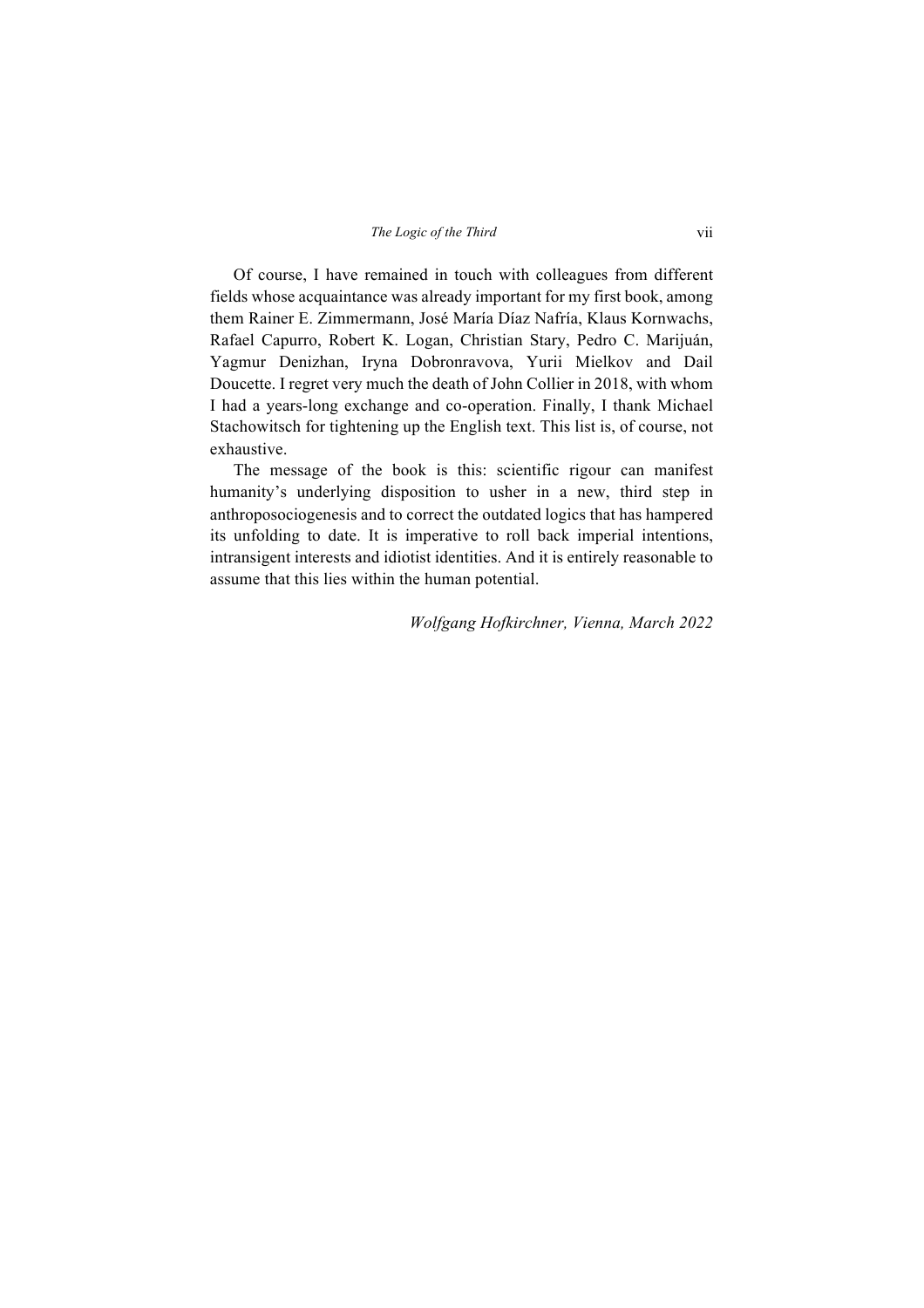Of course, I have remained in touch with colleagues from different fields whose acquaintance was already important for my first book, among them Rainer E. Zimmermann, José María Díaz Nafría, Klaus Kornwachs, Rafael Capurro, Robert K. Logan, Christian Stary, Pedro C. Marijuán, Yagmur Denizhan, Iryna Dobronravova, Yurii Mielkov and Dail Doucette. I regret very much the death of John Collier in 2018, with whom I had a years-long exchange and co-operation. Finally, I thank Michael Stachowitsch for tightening up the English text. This list is, of course, not exhaustive.

The message of the book is this: scientific rigour can manifest humanity's underlying disposition to usher in a new, third step in anthroposociogenesis and to correct the outdated logics that has hampered its unfolding to date. It is imperative to roll back imperial intentions, intransigent interests and idiotist identities. And it is entirely reasonable to assume that this lies within the human potential.

*Wolfgang Hofkirchner, Vienna, March 2022*